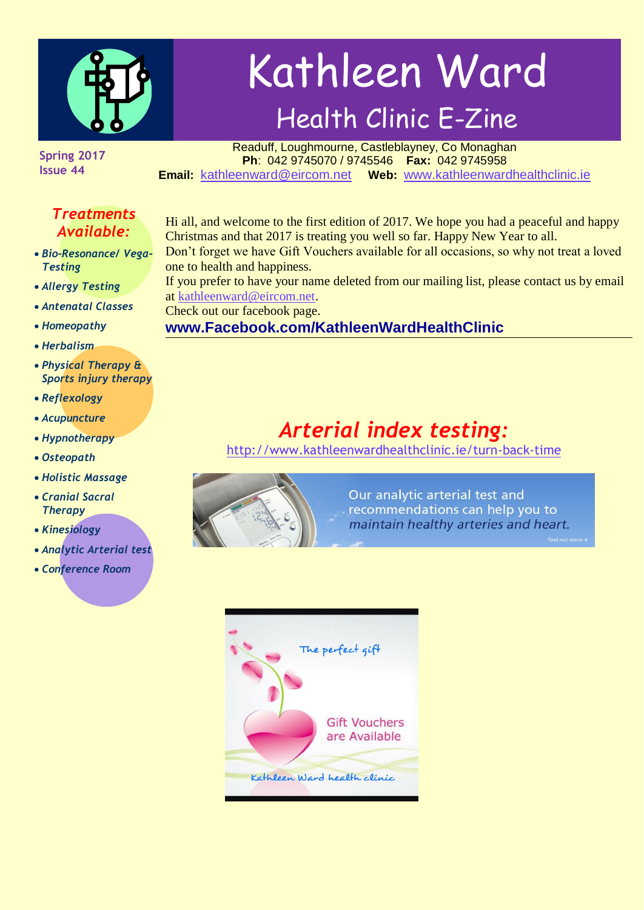# Kathleen Ward

## Health Clinic E-Zine

Spring 2017
Issue 44

Readuff, Loughmourne, Castleblayney, Co Monaghan
**Ph**: 042 9745070 / 9745546 **Fax:** 042 9745958
**Email:** kathleenward@eircom.net **Web:** www.kathleenwardhealthclinic.ie

### *Treatments Available:*

- *Bio-Resonance/ Vega-Testing*
- *Allergy Testing*
- *Antenatal Classes*
- *Homeopathy*
- *Herbalism*
- *Physical Therapy & Sports injury therapy*
- *Reflexology*
- *Acupuncture*
- *Hypnotherapy*
- *Osteopath*
- *Holistic Massage*
- *Cranial Sacral Therapy*
- *Kinesiology*
- *Analytic Arterial test*
- *Conference Room*

Hi all, and welcome to the first edition of 2017. We hope you had a peaceful and happy Christmas and that 2017 is treating you well so far. Happy New Year to all.
Don't forget we have Gift Vouchers available for all occasions, so why not treat a loved one to health and happiness.
If you prefer to have your name deleted from our mailing list, please contact us by email at kathleenward@eircom.net.
Check out our facebook page.
**www.Facebook.com/KathleenWardHealthClinic**

## *Arterial index testing:*

http://www.kathleenwardhealthclinic.ie/turn-back-time

Our analytic arterial test and recommendations can help you to *maintain healthy arteries and heart.*

find out more ▸

The perfect gift

Gift Vouchers are Available

Kathleen Ward health clinic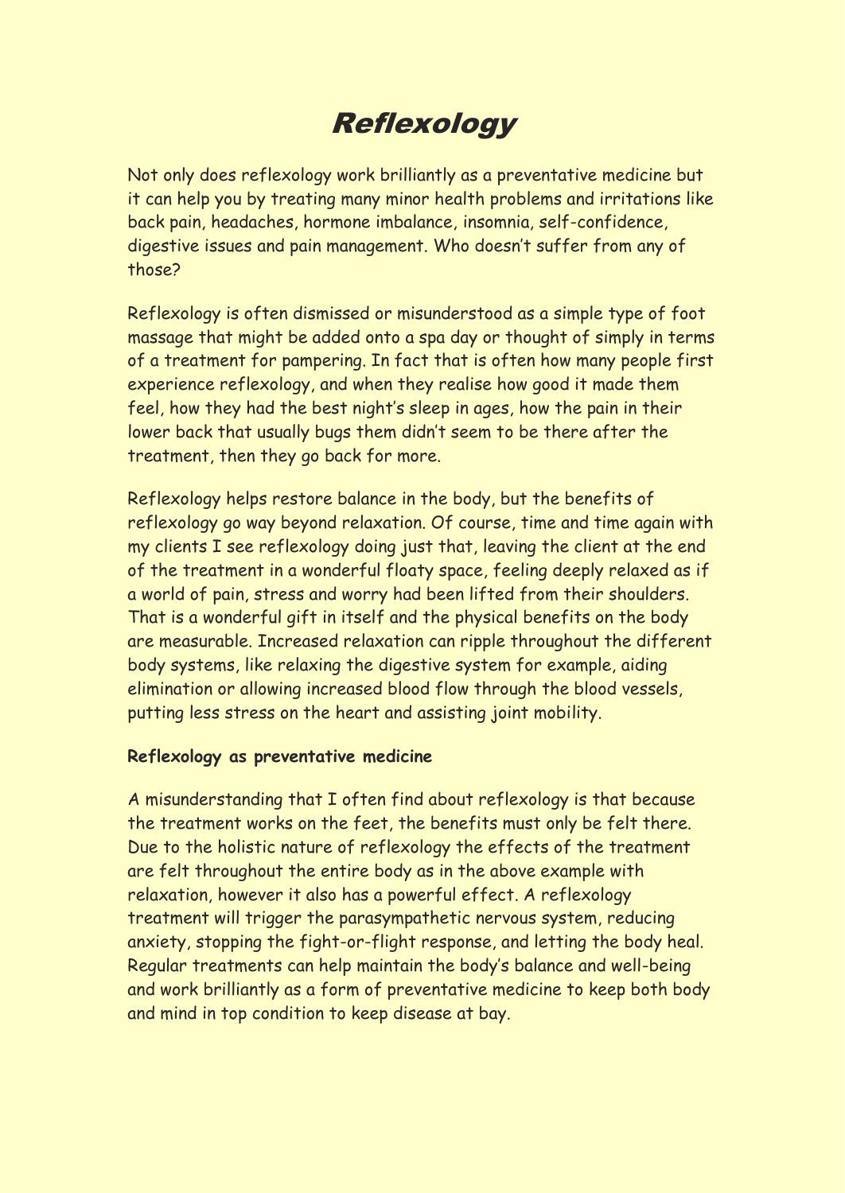# *Reflexology*

Not only does reflexology work brilliantly as a preventative medicine but it can help you by treating many minor health problems and irritations like back pain, headaches, hormone imbalance, insomnia, self-confidence, digestive issues and pain management. Who doesn't suffer from any of those?

Reflexology is often dismissed or misunderstood as a simple type of foot massage that might be added onto a spa day or thought of simply in terms of a treatment for pampering. In fact that is often how many people first experience reflexology, and when they realise how good it made them feel, how they had the best night's sleep in ages, how the pain in their lower back that usually bugs them didn't seem to be there after the treatment, then they go back for more.

Reflexology helps restore balance in the body, but the benefits of reflexology go way beyond relaxation. Of course, time and time again with my clients I see reflexology doing just that, leaving the client at the end of the treatment in a wonderful floaty space, feeling deeply relaxed as if a world of pain, stress and worry had been lifted from their shoulders. That is a wonderful gift in itself and the physical benefits on the body are measurable. Increased relaxation can ripple throughout the different body systems, like relaxing the digestive system for example, aiding elimination or allowing increased blood flow through the blood vessels, putting less stress on the heart and assisting joint mobility.

**Reflexology as preventative medicine**

A misunderstanding that I often find about reflexology is that because the treatment works on the feet, the benefits must only be felt there. Due to the holistic nature of reflexology the effects of the treatment are felt throughout the entire body as in the above example with relaxation, however it also has a powerful effect. A reflexology treatment will trigger the parasympathetic nervous system, reducing anxiety, stopping the fight-or-flight response, and letting the body heal. Regular treatments can help maintain the body's balance and well-being and work brilliantly as a form of preventative medicine to keep both body and mind in top condition to keep disease at bay.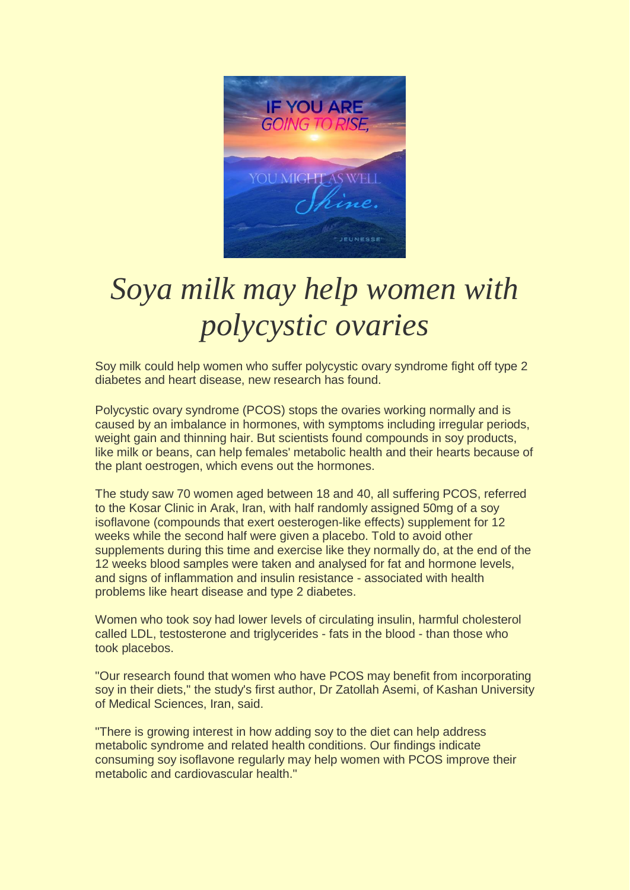# *Soya milk may help women with polycystic ovaries*

Soy milk could help women who suffer polycystic ovary syndrome fight off type 2 diabetes and heart disease, new research has found.

Polycystic ovary syndrome (PCOS) stops the ovaries working normally and is caused by an imbalance in hormones, with symptoms including irregular periods, weight gain and thinning hair. But scientists found compounds in soy products, like milk or beans, can help females' metabolic health and their hearts because of the plant oestrogen, which evens out the hormones.

The study saw 70 women aged between 18 and 40, all suffering PCOS, referred to the Kosar Clinic in Arak, Iran, with half randomly assigned 50mg of a soy isoflavone (compounds that exert oesterogen-like effects) supplement for 12 weeks while the second half were given a placebo. Told to avoid other supplements during this time and exercise like they normally do, at the end of the 12 weeks blood samples were taken and analysed for fat and hormone levels, and signs of inflammation and insulin resistance - associated with health problems like heart disease and type 2 diabetes.

Women who took soy had lower levels of circulating insulin, harmful cholesterol called LDL, testosterone and triglycerides - fats in the blood - than those who took placebos.

"Our research found that women who have PCOS may benefit from incorporating soy in their diets," the study's first author, Dr Zatollah Asemi, of Kashan University of Medical Sciences, Iran, said.

"There is growing interest in how adding soy to the diet can help address metabolic syndrome and related health conditions. Our findings indicate consuming soy isoflavone regularly may help women with PCOS improve their metabolic and cardiovascular health."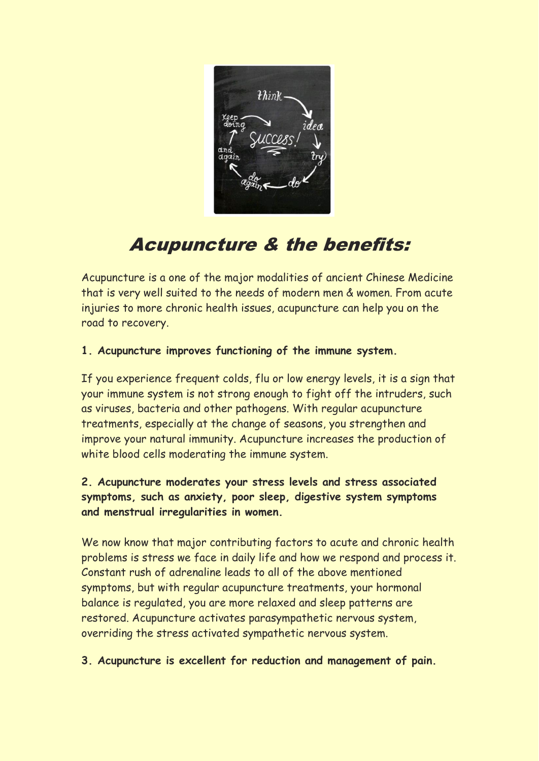# Acupuncture & the benefits:

Acupuncture is a one of the major modalities of ancient Chinese Medicine that is very well suited to the needs of modern men & women. From acute injuries to more chronic health issues, acupuncture can help you on the road to recovery.

**1. Acupuncture improves functioning of the immune system.**

If you experience frequent colds, flu or low energy levels, it is a sign that your immune system is not strong enough to fight off the intruders, such as viruses, bacteria and other pathogens. With regular acupuncture treatments, especially at the change of seasons, you strengthen and improve your natural immunity. Acupuncture increases the production of white blood cells moderating the immune system.

**2. Acupuncture moderates your stress levels and stress associated symptoms, such as anxiety, poor sleep, digestive system symptoms and menstrual irregularities in women.**

We now know that major contributing factors to acute and chronic health problems is stress we face in daily life and how we respond and process it. Constant rush of adrenaline leads to all of the above mentioned symptoms, but with regular acupuncture treatments, your hormonal balance is regulated, you are more relaxed and sleep patterns are restored. Acupuncture activates parasympathetic nervous system, overriding the stress activated sympathetic nervous system.

**3. Acupuncture is excellent for reduction and management of pain.**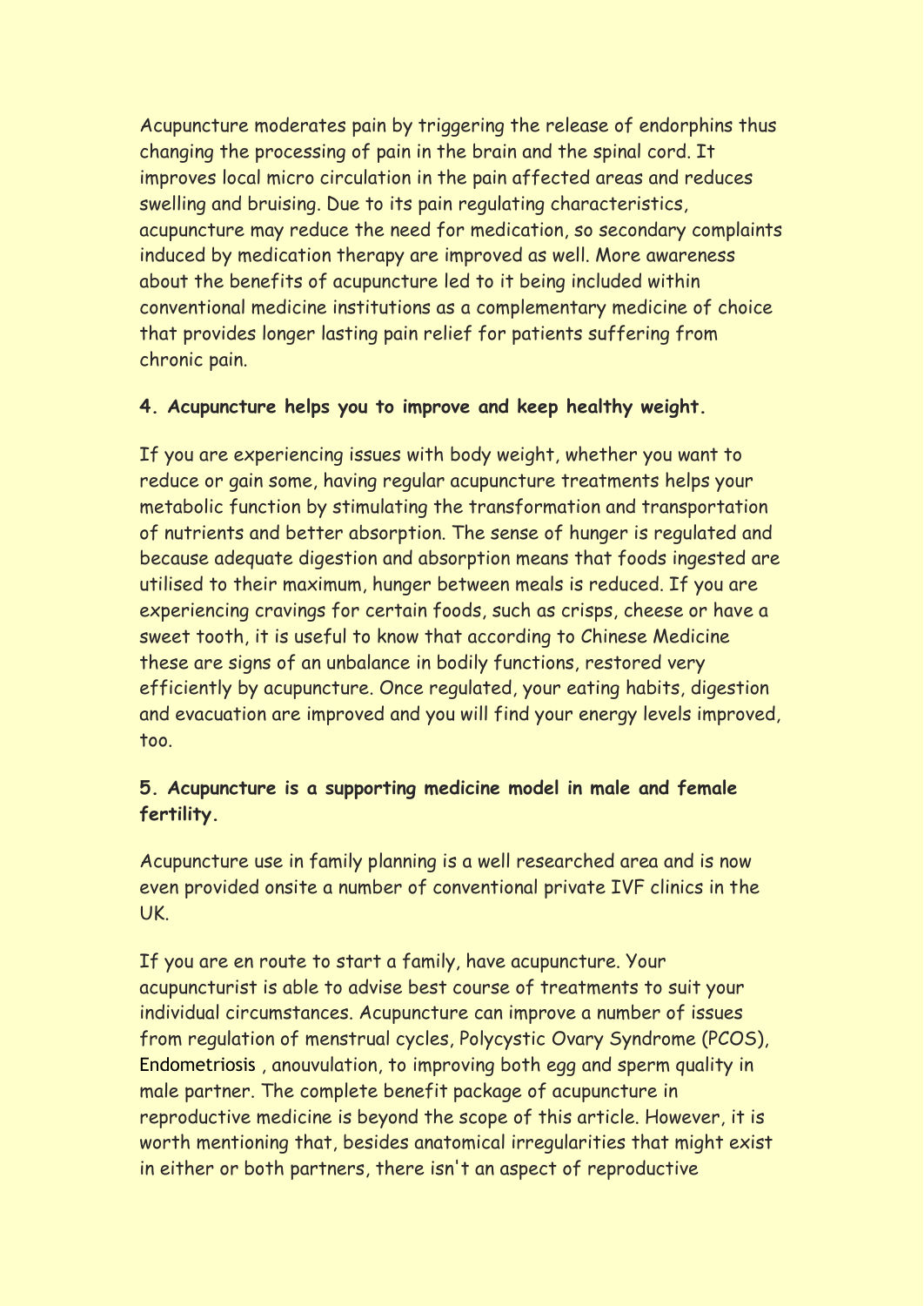Acupuncture moderates pain by triggering the release of endorphins thus changing the processing of pain in the brain and the spinal cord. It improves local micro circulation in the pain affected areas and reduces swelling and bruising. Due to its pain regulating characteristics, acupuncture may reduce the need for medication, so secondary complaints induced by medication therapy are improved as well. More awareness about the benefits of acupuncture led to it being included within conventional medicine institutions as a complementary medicine of choice that provides longer lasting pain relief for patients suffering from chronic pain.

**4. Acupuncture helps you to improve and keep healthy weight.**

If you are experiencing issues with body weight, whether you want to reduce or gain some, having regular acupuncture treatments helps your metabolic function by stimulating the transformation and transportation of nutrients and better absorption. The sense of hunger is regulated and because adequate digestion and absorption means that foods ingested are utilised to their maximum, hunger between meals is reduced. If you are experiencing cravings for certain foods, such as crisps, cheese or have a sweet tooth, it is useful to know that according to Chinese Medicine these are signs of an unbalance in bodily functions, restored very efficiently by acupuncture. Once regulated, your eating habits, digestion and evacuation are improved and you will find your energy levels improved, too.

**5. Acupuncture is a supporting medicine model in male and female fertility.**

Acupuncture use in family planning is a well researched area and is now even provided onsite a number of conventional private IVF clinics in the UK.

If you are en route to start a family, have acupuncture. Your acupuncturist is able to advise best course of treatments to suit your individual circumstances. Acupuncture can improve a number of issues from regulation of menstrual cycles, Polycystic Ovary Syndrome (PCOS), Endometriosis , anouvulation, to improving both egg and sperm quality in male partner. The complete benefit package of acupuncture in reproductive medicine is beyond the scope of this article. However, it is worth mentioning that, besides anatomical irregularities that might exist in either or both partners, there isn't an aspect of reproductive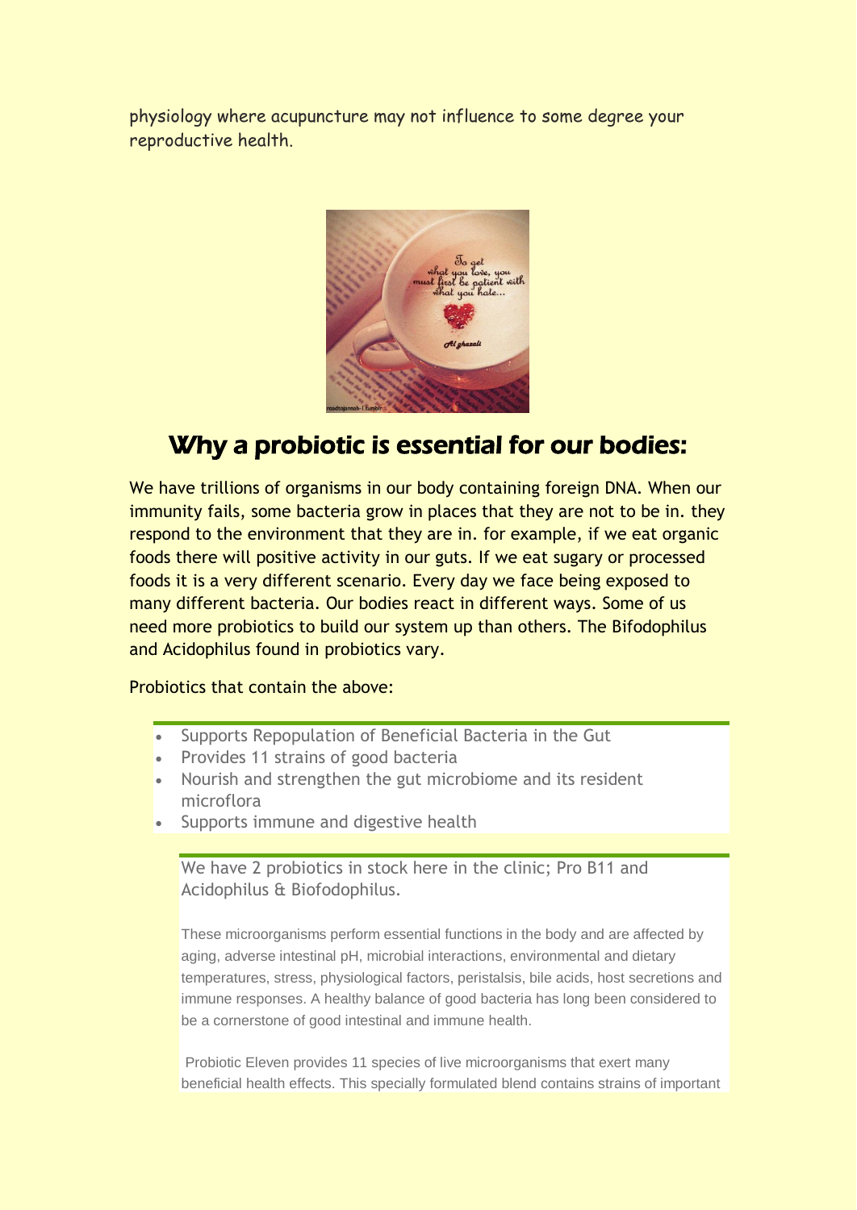physiology where acupuncture may not influence to some degree your reproductive health.

## Why a probiotic is essential for our bodies:

We have trillions of organisms in our body containing foreign DNA. When our immunity fails, some bacteria grow in places that they are not to be in. they respond to the environment that they are in. for example, if we eat organic foods there will positive activity in our guts. If we eat sugary or processed foods it is a very different scenario. Every day we face being exposed to many different bacteria. Our bodies react in different ways. Some of us need more probiotics to build our system up than others. The Bifodophilus and Acidophilus found in probiotics vary.

Probiotics that contain the above:

- Supports Repopulation of Beneficial Bacteria in the Gut
- Provides 11 strains of good bacteria
- Nourish and strengthen the gut microbiome and its resident microflora
- Supports immune and digestive health

We have 2 probiotics in stock here in the clinic; Pro B11 and Acidophilus & Biofodophilus.

These microorganisms perform essential functions in the body and are affected by aging, adverse intestinal pH, microbial interactions, environmental and dietary temperatures, stress, physiological factors, peristalsis, bile acids, host secretions and immune responses. A healthy balance of good bacteria has long been considered to be a cornerstone of good intestinal and immune health.

Probiotic Eleven provides 11 species of live microorganisms that exert many beneficial health effects. This specially formulated blend contains strains of important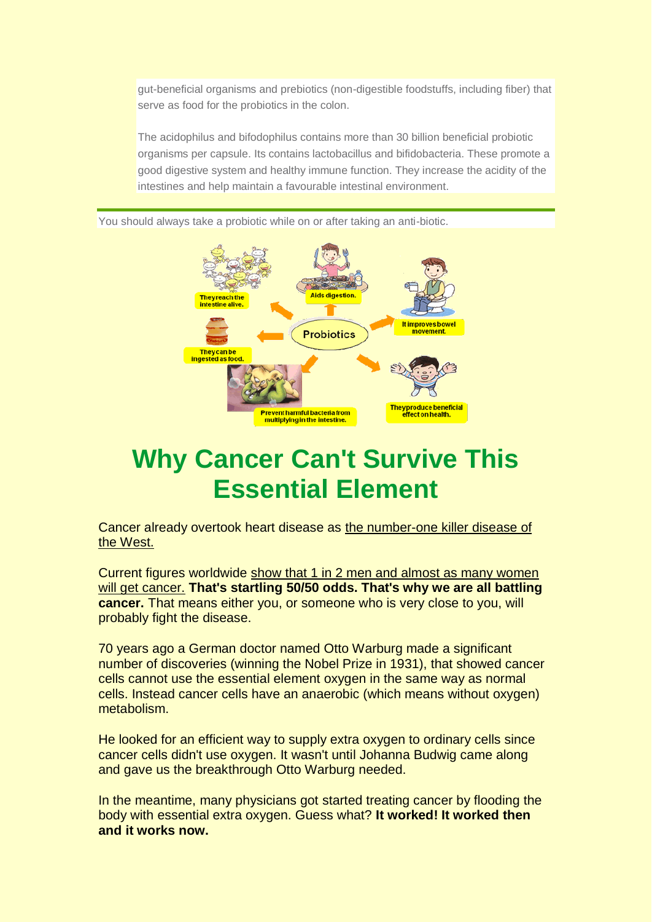gut-beneficial organisms and prebiotics (non-digestible foodstuffs, including fiber) that serve as food for the probiotics in the colon.

The acidophilus and bifodophilus contains more than 30 billion beneficial probiotic organisms per capsule. Its contains lactobacillus and bifidobacteria. These promote a good digestive system and healthy immune function. They increase the acidity of the intestines and help maintain a favourable intestinal environment.

---

You should always take a probiotic while on or after taking an anti-biotic.

# Why Cancer Can't Survive This Essential Element

Cancer already overtook heart disease as the number-one killer disease of the West.

Current figures worldwide show that 1 in 2 men and almost as many women will get cancer. **That's startling 50/50 odds. That's why we are all battling cancer.** That means either you, or someone who is very close to you, will probably fight the disease.

70 years ago a German doctor named Otto Warburg made a significant number of discoveries (winning the Nobel Prize in 1931), that showed cancer cells cannot use the essential element oxygen in the same way as normal cells. Instead cancer cells have an anaerobic (which means without oxygen) metabolism.

He looked for an efficient way to supply extra oxygen to ordinary cells since cancer cells didn't use oxygen. It wasn't until Johanna Budwig came along and gave us the breakthrough Otto Warburg needed.

In the meantime, many physicians got started treating cancer by flooding the body with essential extra oxygen. Guess what? **It worked! It worked then and it works now.**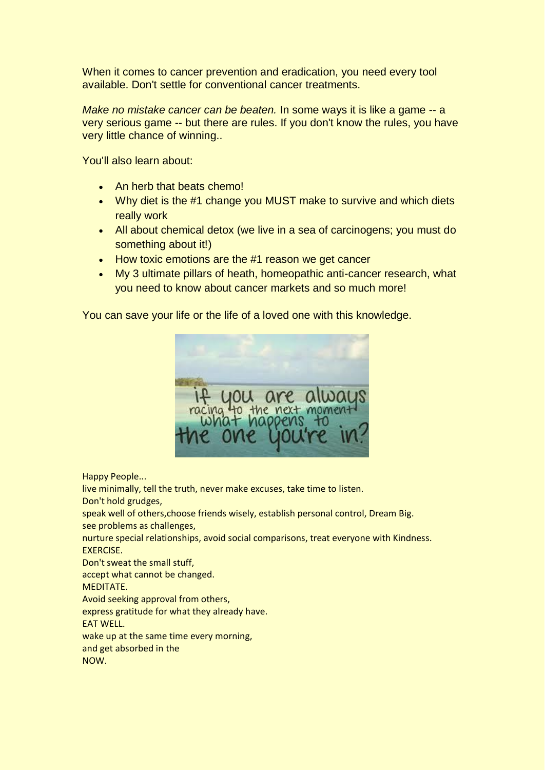When it comes to cancer prevention and eradication, you need every tool available. Don't settle for conventional cancer treatments.

*Make no mistake cancer can be beaten.* In some ways it is like a game -- a very serious game -- but there are rules. If you don't know the rules, you have very little chance of winning..

You'll also learn about:

- An herb that beats chemo!
- Why diet is the #1 change you MUST make to survive and which diets really work
- All about chemical detox (we live in a sea of carcinogens; you must do something about it!)
- How toxic emotions are the #1 reason we get cancer
- My 3 ultimate pillars of heath, homeopathic anti-cancer research, what you need to know about cancer markets and so much more!

You can save your life or the life of a loved one with this knowledge.

if you are always racing to the next moment what happens to the one you're in?

Happy People...
live minimally, tell the truth, never make excuses, take time to listen.
Don't hold grudges,
speak well of others,choose friends wisely, establish personal control, Dream Big.
see problems as challenges,
nurture special relationships, avoid social comparisons, treat everyone with Kindness.
EXERCISE.
Don't sweat the small stuff,
accept what cannot be changed.
MEDITATE.
Avoid seeking approval from others,
express gratitude for what they already have.
EAT WELL.
wake up at the same time every morning,
and get absorbed in the
NOW.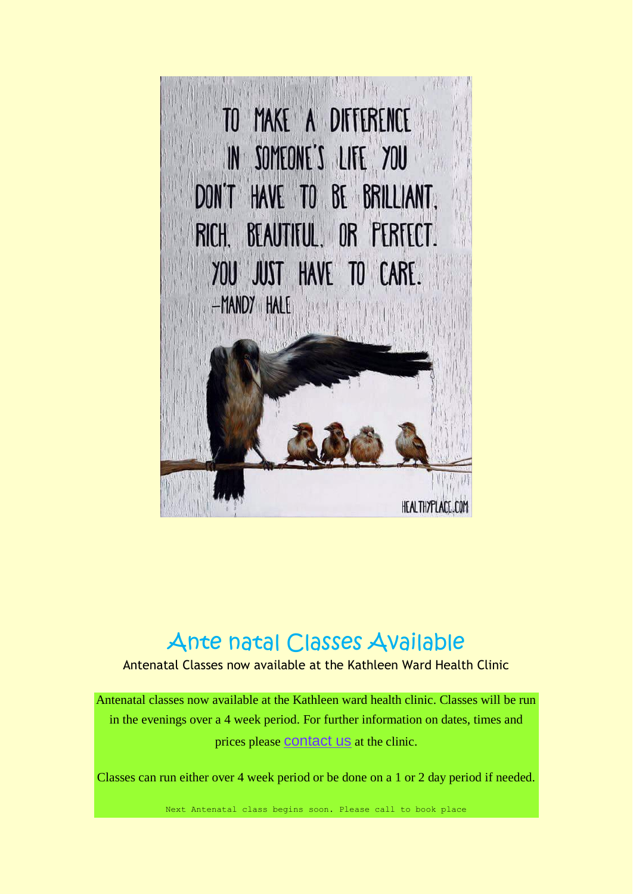TO MAKE A DIFFERENCE IN SOMEONE'S LIFE YOU DON'T HAVE TO BE BRILLIANT, RICH, BEAUTIFUL, OR PERFECT. YOU JUST HAVE TO CARE.
—MANDY HALE

HEALTHYPLACE.COM

# Ante natal Classes Available

Antenatal Classes now available at the Kathleen Ward Health Clinic

Antenatal classes now available at the Kathleen ward health clinic. Classes will be run in the evenings over a 4 week period. For further information on dates, times and prices please contact us at the clinic.

Classes can run either over 4 week period or be done on a 1 or 2 day period if needed.

Next Antenatal class begins soon. Please call to book place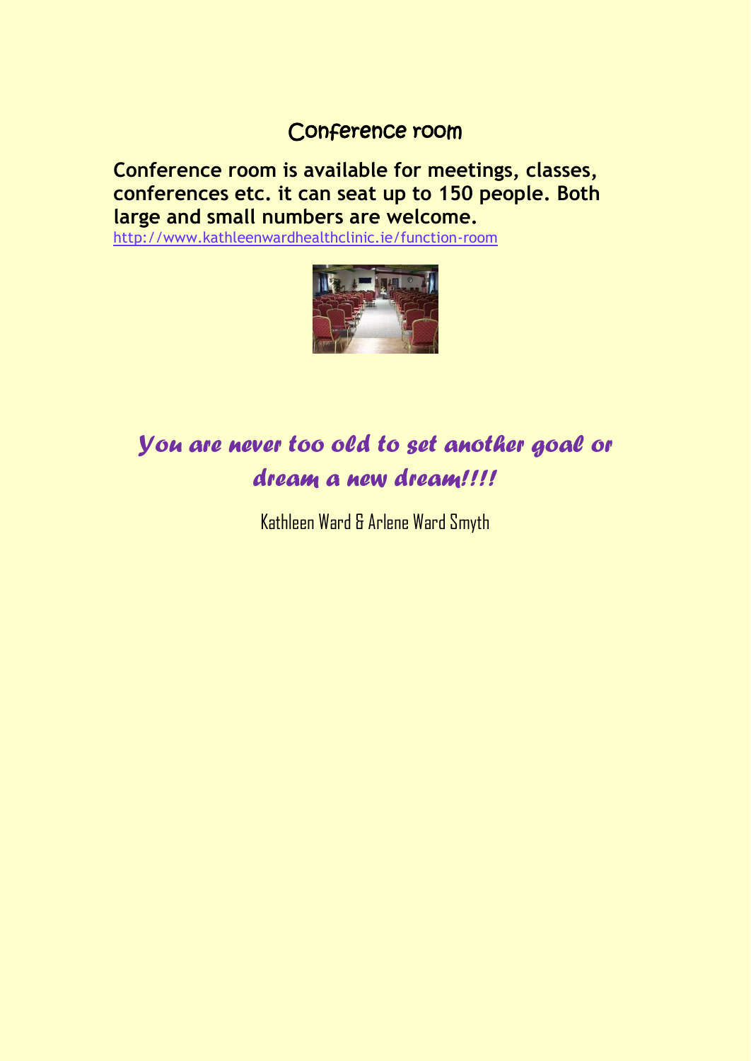## Conference room

**Conference room is available for meetings, classes, conferences etc. it can seat up to 150 people. Both large and small numbers are welcome.**

http://www.kathleenwardhealthclinic.ie/function-room

***You are never too old to set another goal or dream a new dream!!!!***

Kathleen Ward & Arlene Ward Smyth